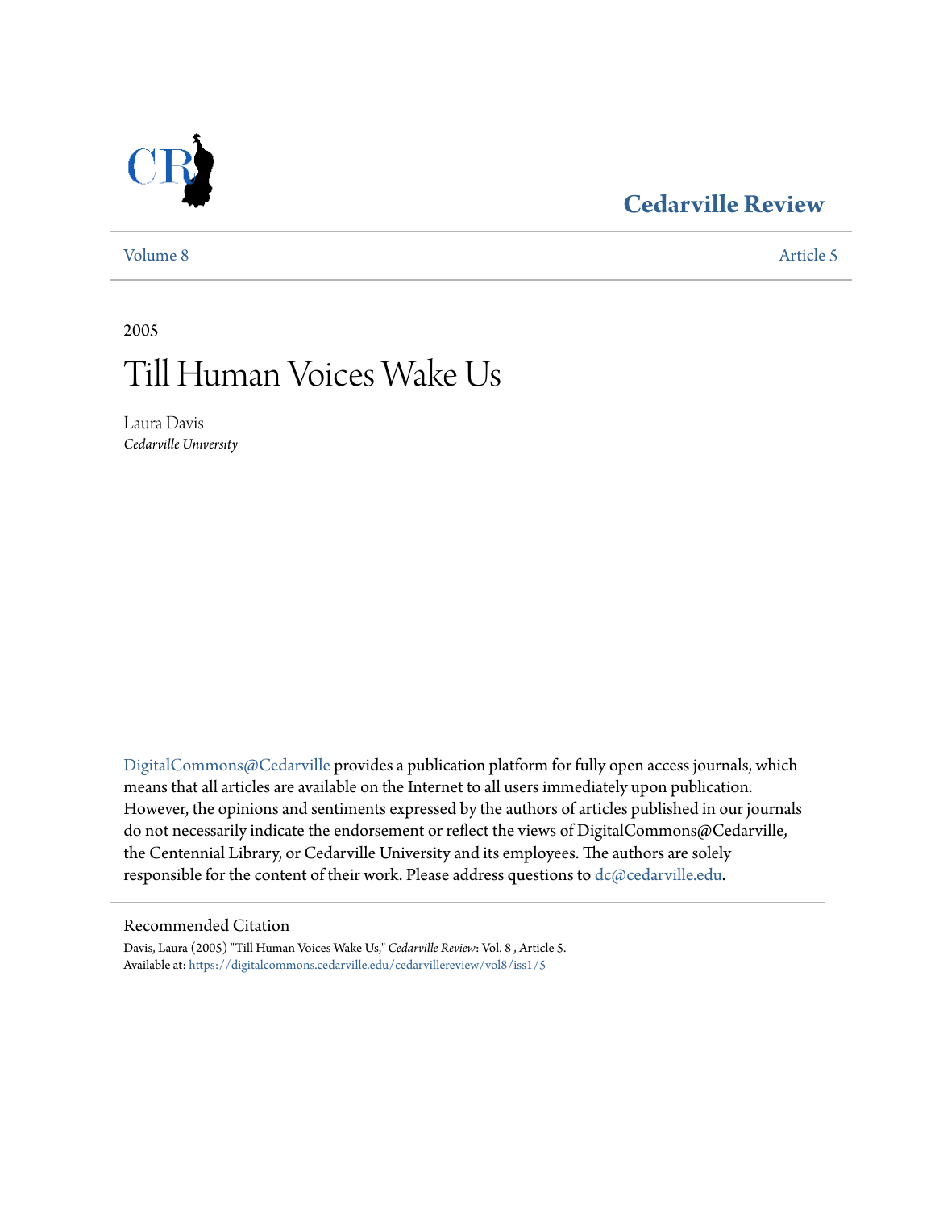# Cedarville Review

Volume 8 Article 5

2005

# Till Human Voices Wake Us

Laura Davis
*Cedarville University*

DigitalCommons@Cedarville provides a publication platform for fully open access journals, which means that all articles are available on the Internet to all users immediately upon publication. However, the opinions and sentiments expressed by the authors of articles published in our journals do not necessarily indicate the endorsement or reflect the views of DigitalCommons@Cedarville, the Centennial Library, or Cedarville University and its employees. The authors are solely responsible for the content of their work. Please address questions to dc@cedarville.edu.

## Recommended Citation

Davis, Laura (2005) "Till Human Voices Wake Us," *Cedarville Review*: Vol. 8 , Article 5.
Available at: https://digitalcommons.cedarville.edu/cedarvillereview/vol8/iss1/5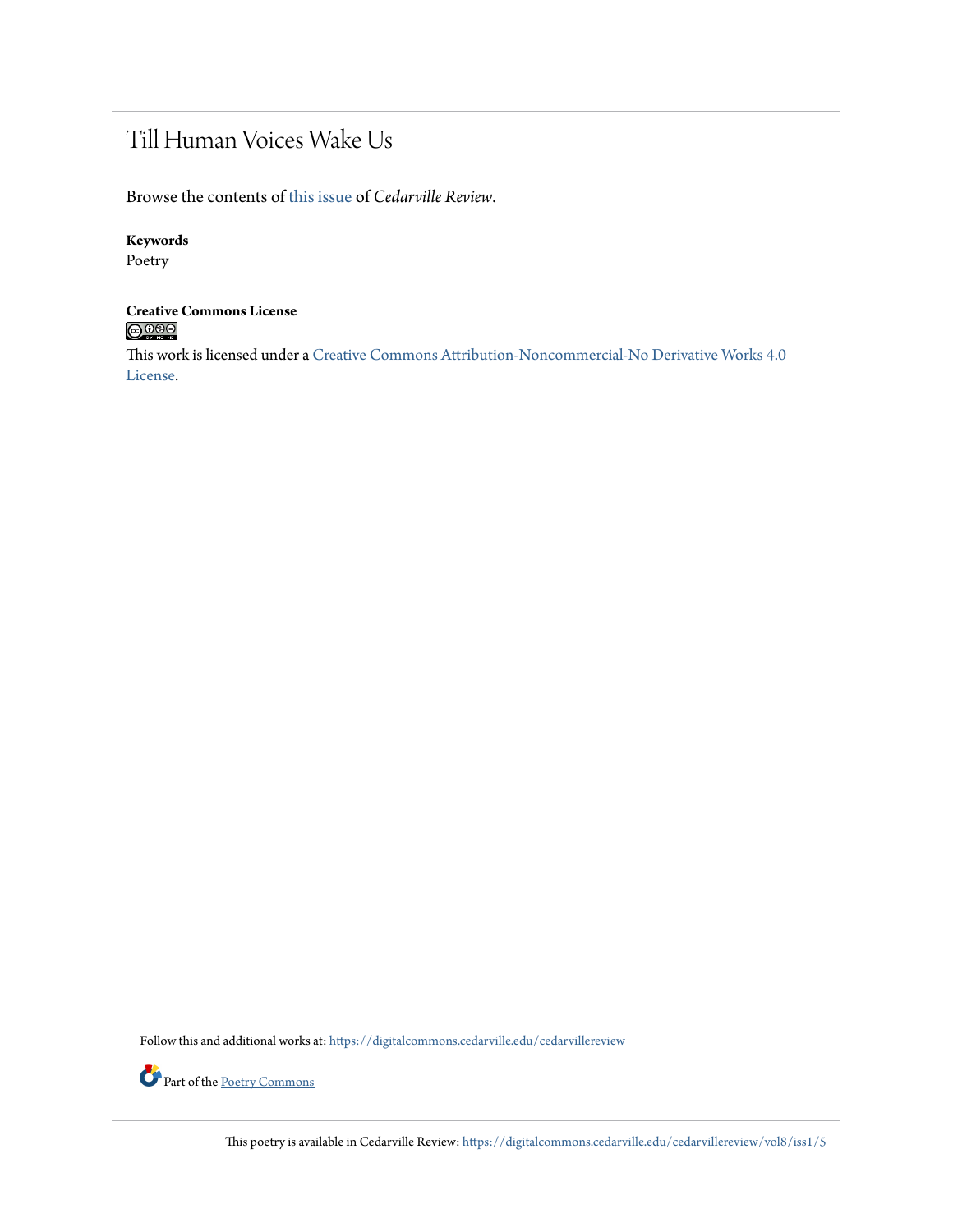# Till Human Voices Wake Us

Browse the contents of this issue of *Cedarville Review*.

**Keywords**
Poetry

**Creative Commons License**

This work is licensed under a Creative Commons Attribution-Noncommercial-No Derivative Works 4.0 License.

Follow this and additional works at: https://digitalcommons.cedarville.edu/cedarvillereview

Part of the Poetry Commons

This poetry is available in Cedarville Review: https://digitalcommons.cedarville.edu/cedarvillereview/vol8/iss1/5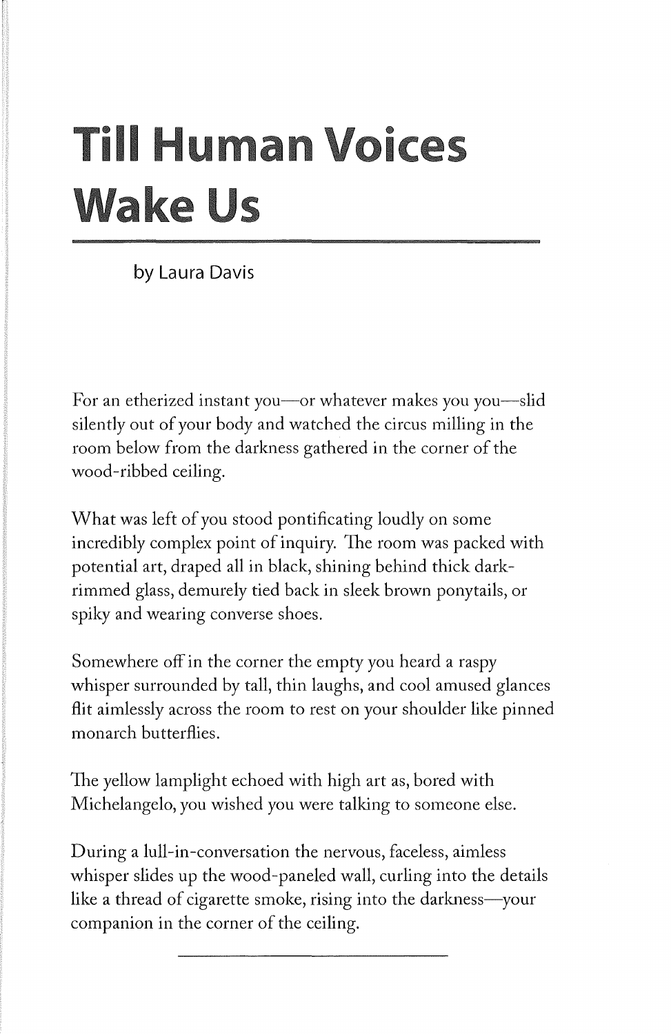# Till Human Voices Wake Us

by Laura Davis

For an etherized instant you—or whatever makes you you—slid silently out of your body and watched the circus milling in the room below from the darkness gathered in the corner of the wood-ribbed ceiling.

What was left of you stood pontificating loudly on some incredibly complex point of inquiry. The room was packed with potential art, draped all in black, shining behind thick dark-rimmed glass, demurely tied back in sleek brown ponytails, or spiky and wearing converse shoes.

Somewhere off in the corner the empty you heard a raspy whisper surrounded by tall, thin laughs, and cool amused glances flit aimlessly across the room to rest on your shoulder like pinned monarch butterflies.

The yellow lamplight echoed with high art as, bored with Michelangelo, you wished you were talking to someone else.

During a lull-in-conversation the nervous, faceless, aimless whisper slides up the wood-paneled wall, curling into the details like a thread of cigarette smoke, rising into the darkness—your companion in the corner of the ceiling.

---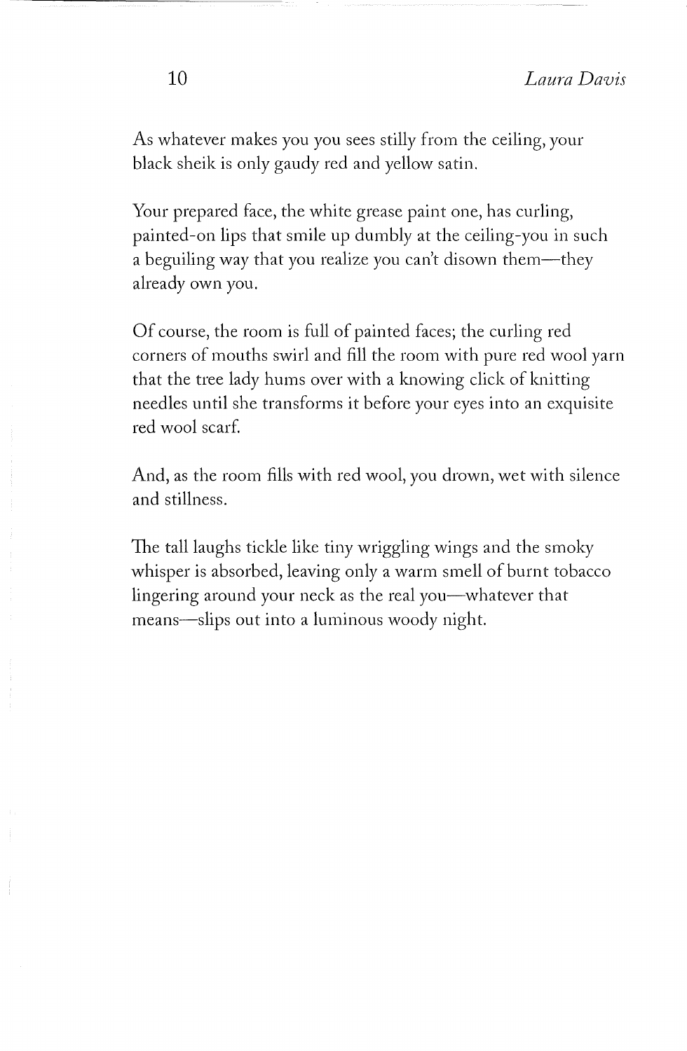As whatever makes you you sees stilly from the ceiling, your black sheik is only gaudy red and yellow satin.

Your prepared face, the white grease paint one, has curling, painted-on lips that smile up dumbly at the ceiling-you in such a beguiling way that you realize you can't disown them—they already own you.

Of course, the room is full of painted faces; the curling red corners of mouths swirl and fill the room with pure red wool yarn that the tree lady hums over with a knowing click of knitting needles until she transforms it before your eyes into an exquisite red wool scarf.

And, as the room fills with red wool, you drown, wet with silence and stillness.

The tall laughs tickle like tiny wriggling wings and the smoky whisper is absorbed, leaving only a warm smell of burnt tobacco lingering around your neck as the real you—whatever that means—slips out into a luminous woody night.